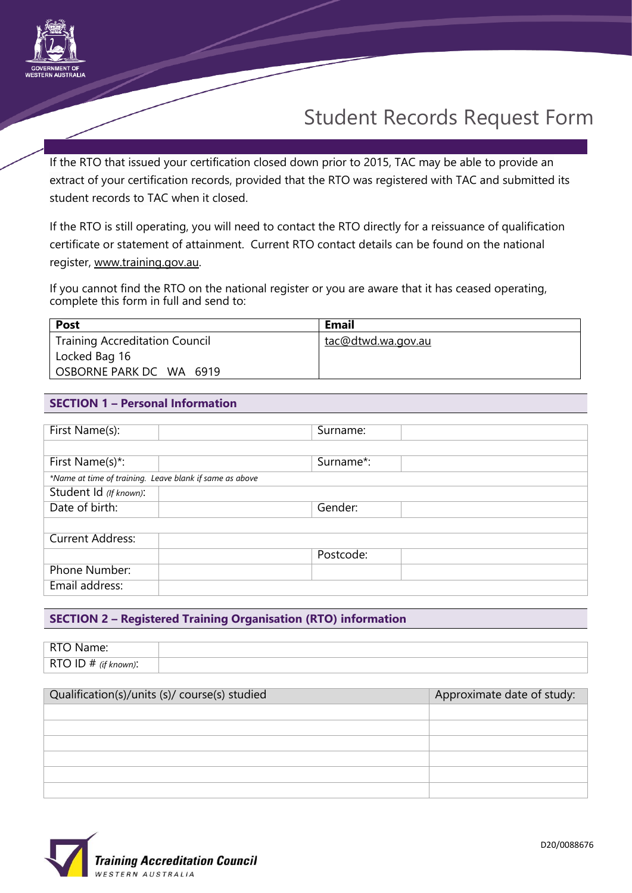# Student Records Request Form

If the RTO that issued your certification closed down prior to 2015, TAC may be able to provide an extract of your certification records, provided that the RTO was registered with TAC and submitted its student records to TAC when it closed.

If the RTO is still operating, you will need to contact the RTO directly for a reissuance of qualification certificate or statement of attainment. Current RTO contact details can be found on the national register, www.training.gov.au.

If you cannot find the RTO on the national register or you are aware that it has ceased operating, complete this form in full and send to:

| Post | Email |
|---|---|
| Training Accreditation Council<br>Locked Bag 16<br>OSBORNE PARK DC WA 6919 | tac@dtwd.wa.gov.au |

## SECTION 1 – Personal Information

| First Name(s): | | Surname: | |
|---|---|---|---|
| | | | |
| First Name(s)*: | | Surname*: | |
| *Name at time of training. Leave blank if same as above | | | |
| Student Id *(If known)*: | | | |
| Date of birth: | | Gender: | |
| | | | |
| Current Address: | | | |
| | | Postcode: | |
| Phone Number: | | | |
| Email address: | | | |

## SECTION 2 – Registered Training Organisation (RTO) information

| RTO Name: | |
|---|---|
| RTO ID # *(if known)*: | |

| Qualification(s)/units (s)/ course(s) studied | Approximate date of study: |
|---|---|
| | |
| | |
| | |
| | |
| | |
| | |

D20/0088676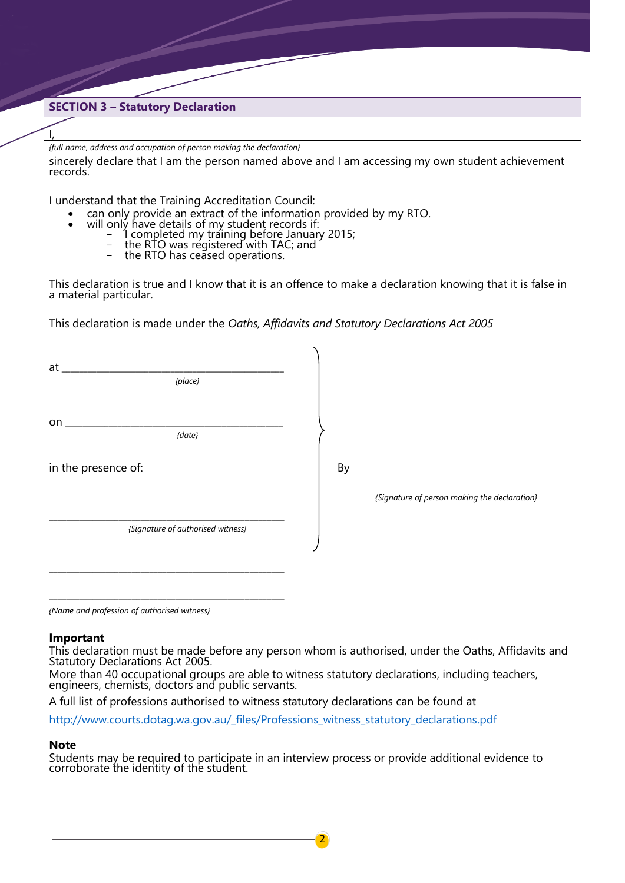## SECTION 3 – Statutory Declaration

I,

*{full name, address and occupation of person making the declaration}*

sincerely declare that I am the person named above and I am accessing my own student achievement records.

I understand that the Training Accreditation Council:

- can only provide an extract of the information provided by my RTO.
- will only have details of my student records if:
  - I completed my training before January 2015;
  - the RTO was registered with TAC; and
  - the RTO has ceased operations.

This declaration is true and I know that it is an offence to make a declaration knowing that it is false in a material particular.

This declaration is made under the *Oaths, Affidavits and Statutory Declarations Act 2005*

at ____________________________________________

*{place}*

on ____________________________________________

*{date}*

in the presence of:

______________________________________________

*{Signature of authorised witness}*

______________________________________________

______________________________________________

*{Name and profession of authorised witness}*

By ____________________________________________

*{Signature of person making the declaration}*

**Important**

This declaration must be made before any person whom is authorised, under the Oaths, Affidavits and Statutory Declarations Act 2005.

More than 40 occupational groups are able to witness statutory declarations, including teachers, engineers, chemists, doctors and public servants.

A full list of professions authorised to witness statutory declarations can be found at

http://www.courts.dotag.wa.gov.au/_files/Professions_witness_statutory_declarations.pdf

**Note**

Students may be required to participate in an interview process or provide additional evidence to corroborate the identity of the student.